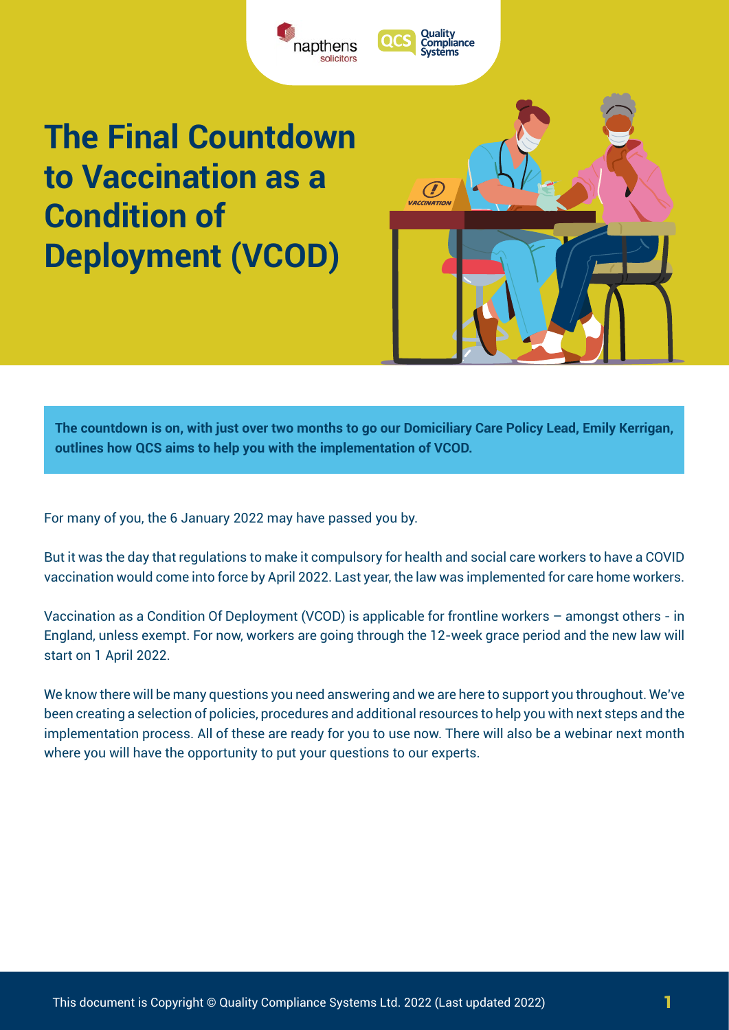# The Final Countdown to Vaccination as a Condition of Deployment (VCOD)

**The countdown is on, with just over two months to go our Domiciliary Care Policy Lead, Emily Kerrigan, outlines how QCS aims to help you with the implementation of VCOD.**

For many of you, the 6 January 2022 may have passed you by.

But it was the day that regulations to make it compulsory for health and social care workers to have a COVID vaccination would come into force by April 2022. Last year, the law was implemented for care home workers.

Vaccination as a Condition Of Deployment (VCOD) is applicable for frontline workers – amongst others - in England, unless exempt. For now, workers are going through the 12-week grace period and the new law will start on 1 April 2022.

We know there will be many questions you need answering and we are here to support you throughout. We've been creating a selection of policies, procedures and additional resources to help you with next steps and the implementation process. All of these are ready for you to use now. There will also be a webinar next month where you will have the opportunity to put your questions to our experts.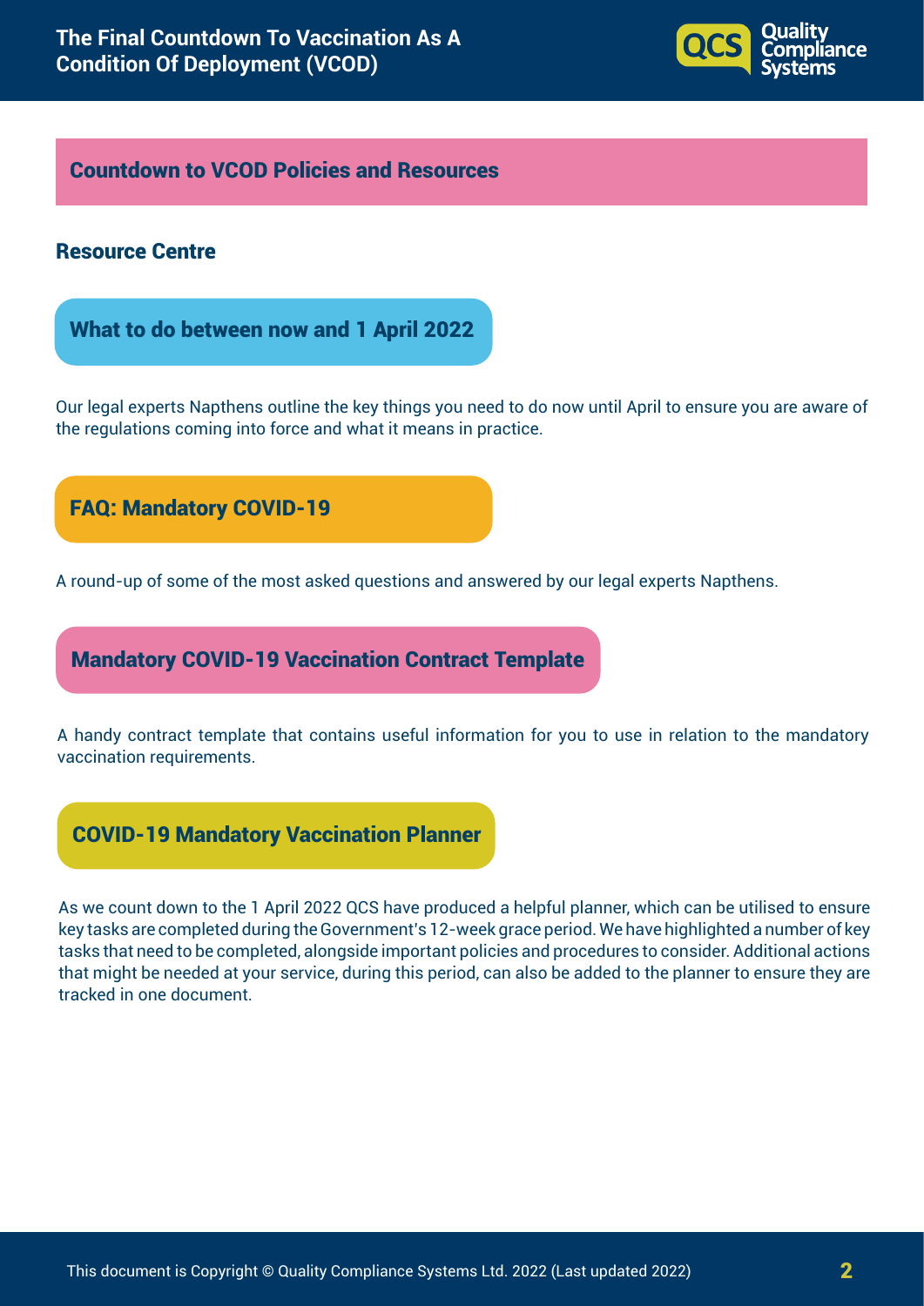## Countdown to VCOD Policies and Resources

### Resource Centre

#### What to do between now and 1 April 2022

Our legal experts Napthens outline the key things you need to do now until April to ensure you are aware of the regulations coming into force and what it means in practice.

#### FAQ: Mandatory COVID-19

A round-up of some of the most asked questions and answered by our legal experts Napthens.

#### Mandatory COVID-19 Vaccination Contract Template

A handy contract template that contains useful information for you to use in relation to the mandatory vaccination requirements.

#### COVID-19 Mandatory Vaccination Planner

As we count down to the 1 April 2022 QCS have produced a helpful planner, which can be utilised to ensure key tasks are completed during the Government's 12-week grace period. We have highlighted a number of key tasks that need to be completed, alongside important policies and procedures to consider. Additional actions that might be needed at your service, during this period, can also be added to the planner to ensure they are tracked in one document.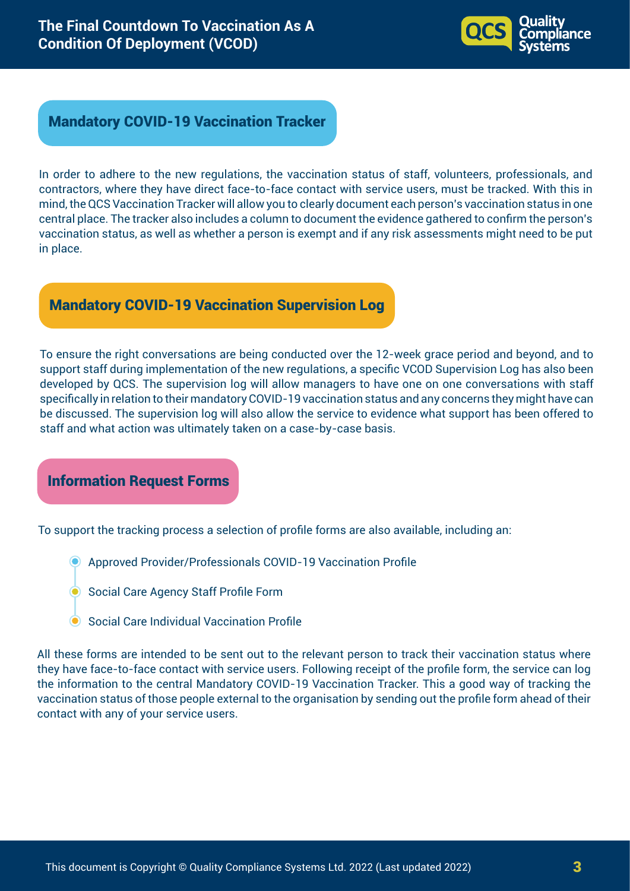## Mandatory COVID-19 Vaccination Tracker

In order to adhere to the new regulations, the vaccination status of staff, volunteers, professionals, and contractors, where they have direct face-to-face contact with service users, must be tracked. With this in mind, the QCS Vaccination Tracker will allow you to clearly document each person's vaccination status in one central place. The tracker also includes a column to document the evidence gathered to confirm the person's vaccination status, as well as whether a person is exempt and if any risk assessments might need to be put in place.

## Mandatory COVID-19 Vaccination Supervision Log

To ensure the right conversations are being conducted over the 12-week grace period and beyond, and to support staff during implementation of the new regulations, a specific VCOD Supervision Log has also been developed by QCS. The supervision log will allow managers to have one on one conversations with staff specifically in relation to their mandatory COVID-19 vaccination status and any concerns they might have can be discussed. The supervision log will also allow the service to evidence what support has been offered to staff and what action was ultimately taken on a case-by-case basis.

## Information Request Forms

To support the tracking process a selection of profile forms are also available, including an:

- Approved Provider/Professionals COVID-19 Vaccination Profile
- Social Care Agency Staff Profile Form
- Social Care Individual Vaccination Profile

All these forms are intended to be sent out to the relevant person to track their vaccination status where they have face-to-face contact with service users. Following receipt of the profile form, the service can log the information to the central Mandatory COVID-19 Vaccination Tracker. This a good way of tracking the vaccination status of those people external to the organisation by sending out the profile form ahead of their contact with any of your service users.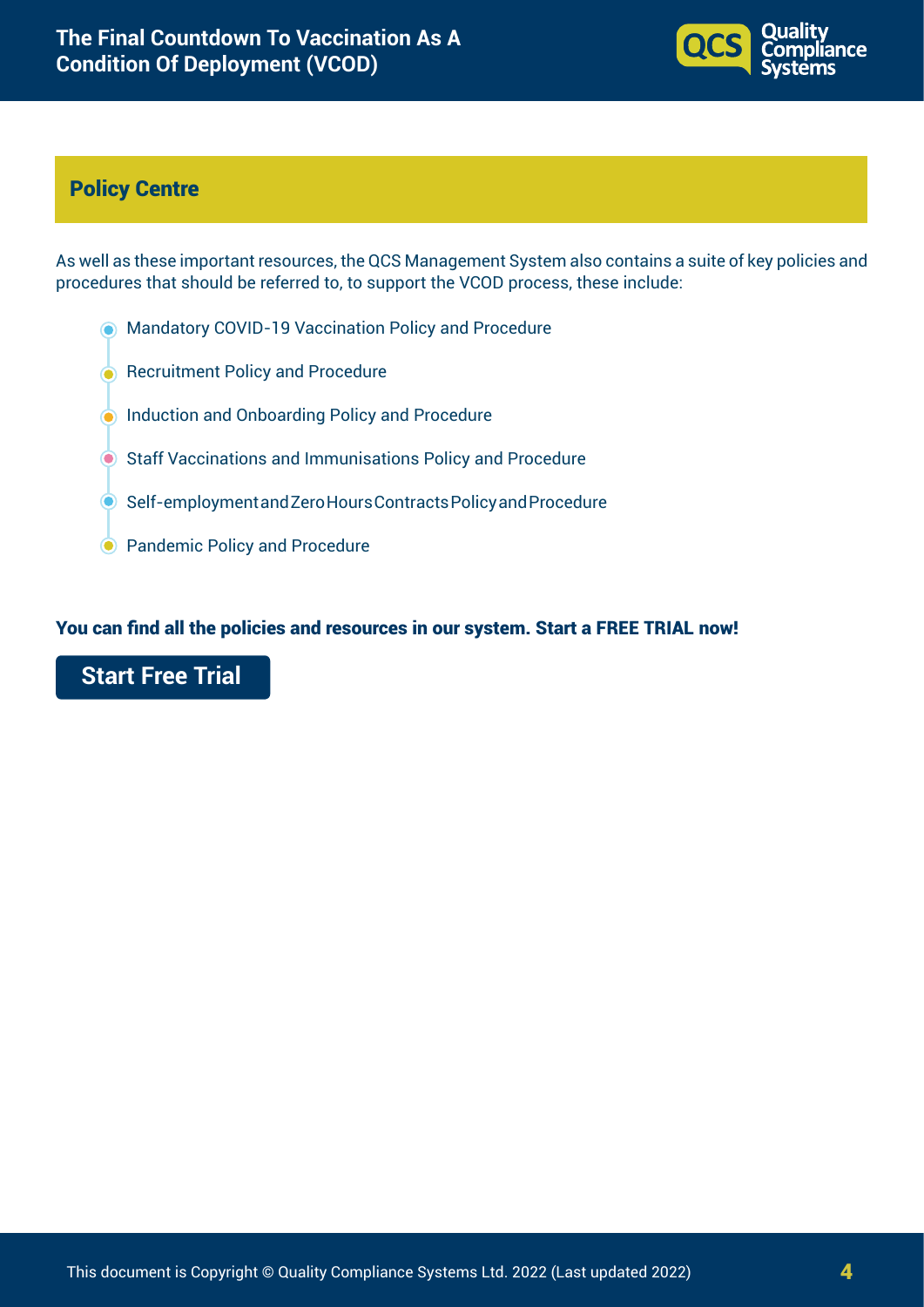## Policy Centre

As well as these important resources, the QCS Management System also contains a suite of key policies and procedures that should be referred to, to support the VCOD process, these include:

- Mandatory COVID-19 Vaccination Policy and Procedure
- Recruitment Policy and Procedure
- Induction and Onboarding Policy and Procedure
- Staff Vaccinations and Immunisations Policy and Procedure
- Self-employment and Zero Hours Contracts Policy and Procedure
- Pandemic Policy and Procedure

**You can find all the policies and resources in our system. Start a FREE TRIAL now!**

**Start Free Trial**